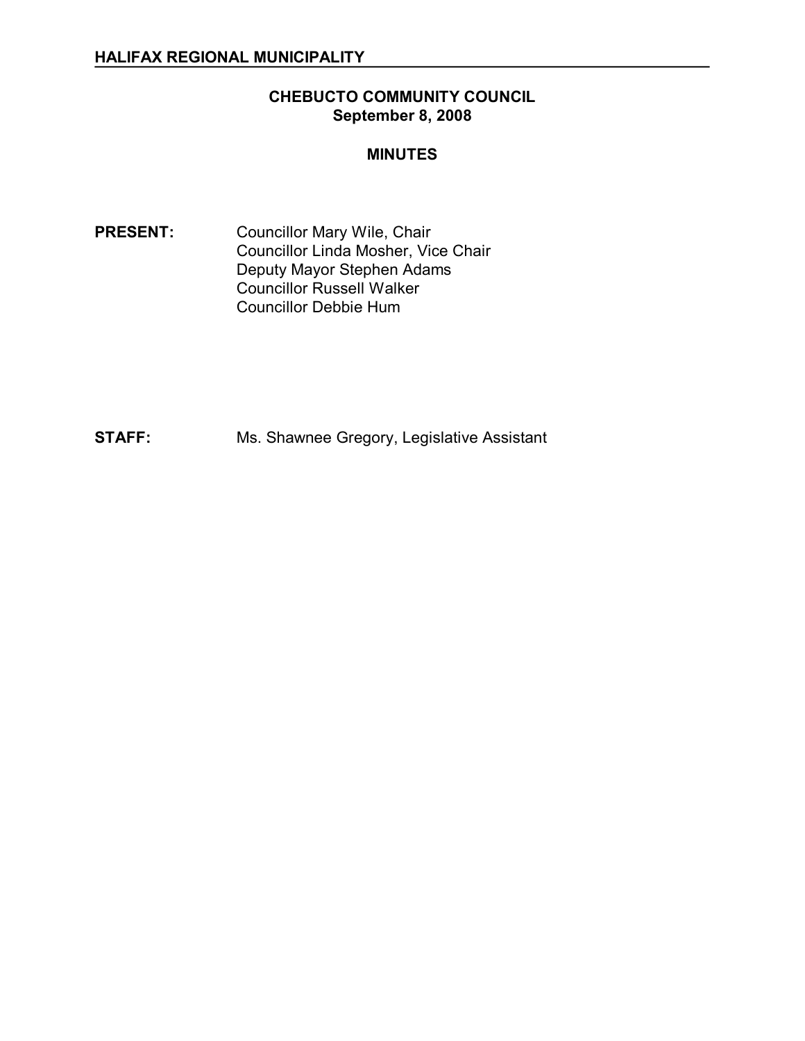**HALIFAX REGIONAL MUNICIPALITY**

# CHEBUCTO COMMUNITY COUNCIL
## September 8, 2008

## MINUTES

**PRESENT:** Councillor Mary Wile, Chair
Councillor Linda Mosher, Vice Chair
Deputy Mayor Stephen Adams
Councillor Russell Walker
Councillor Debbie Hum

**STAFF:** Ms. Shawnee Gregory, Legislative Assistant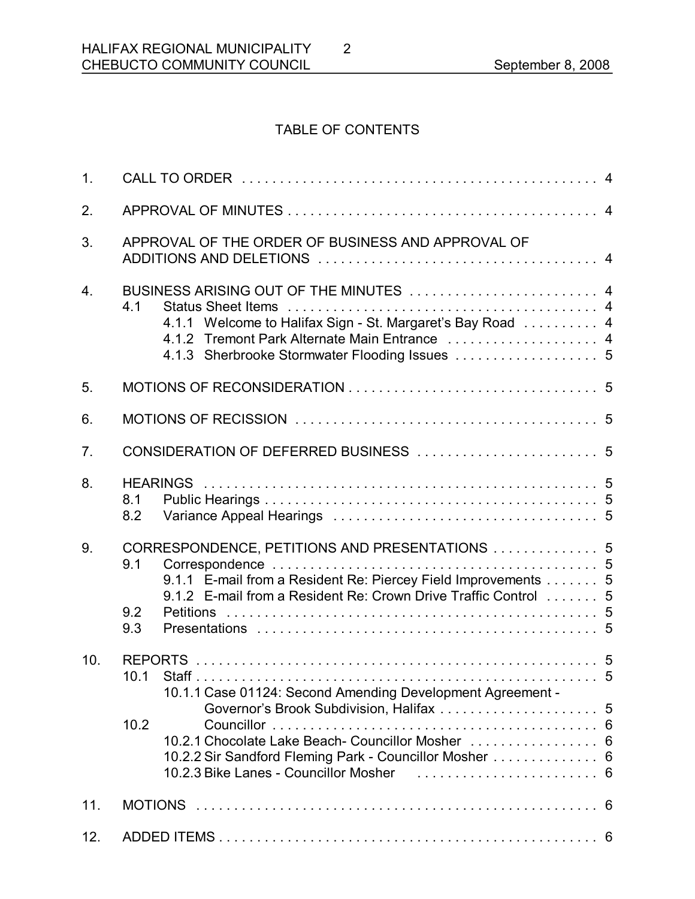## TABLE OF CONTENTS

1. CALL TO ORDER . . . . . . . . . . . . . . . . . . . . . . . . . . . . . . . . . . . . . . . . . . . . . . 4

2. APPROVAL OF MINUTES . . . . . . . . . . . . . . . . . . . . . . . . . . . . . . . . . . . . . . . . . 4

3. APPROVAL OF THE ORDER OF BUSINESS AND APPROVAL OF ADDITIONS AND DELETIONS . . . . . . . . . . . . . . . . . . . . . . . . . . . . . . . . . . . . . 4

4. BUSINESS ARISING OUT OF THE MINUTES . . . . . . . . . . . . . . . . . . . . . . . . . 4
   - 4.1 Status Sheet Items . . . . . . . . . . . . . . . . . . . . . . . . . . . . . . . . . . . . . . . . . 4
     - 4.1.1 Welcome to Halifax Sign - St. Margaret's Bay Road . . . . . . . . . . 4
     - 4.1.2 Tremont Park Alternate Main Entrance . . . . . . . . . . . . . . . . . . . . 4
     - 4.1.3 Sherbrooke Stormwater Flooding Issues . . . . . . . . . . . . . . . . . . . 5

5. MOTIONS OF RECONSIDERATION . . . . . . . . . . . . . . . . . . . . . . . . . . . . . . . . 5

6. MOTIONS OF RECISSION . . . . . . . . . . . . . . . . . . . . . . . . . . . . . . . . . . . . . . . 5

7. CONSIDERATION OF DEFERRED BUSINESS . . . . . . . . . . . . . . . . . . . . . . . . 5

8. HEARINGS . . . . . . . . . . . . . . . . . . . . . . . . . . . . . . . . . . . . . . . . . . . . . . . . . . . 5
   - 8.1 Public Hearings . . . . . . . . . . . . . . . . . . . . . . . . . . . . . . . . . . . . . . . . . . . 5
   - 8.2 Variance Appeal Hearings . . . . . . . . . . . . . . . . . . . . . . . . . . . . . . . . . . . 5

9. CORRESPONDENCE, PETITIONS AND PRESENTATIONS . . . . . . . . . . . . . . 5
   - 9.1 Correspondence . . . . . . . . . . . . . . . . . . . . . . . . . . . . . . . . . . . . . . . . . . 5
     - 9.1.1 E-mail from a Resident Re: Piercey Field Improvements . . . . . . . 5
     - 9.1.2 E-mail from a Resident Re: Crown Drive Traffic Control . . . . . . . 5
   - 9.2 Petitions . . . . . . . . . . . . . . . . . . . . . . . . . . . . . . . . . . . . . . . . . . . . . . . . 5
   - 9.3 Presentations . . . . . . . . . . . . . . . . . . . . . . . . . . . . . . . . . . . . . . . . . . . . 5

10. REPORTS . . . . . . . . . . . . . . . . . . . . . . . . . . . . . . . . . . . . . . . . . . . . . . . . . . . 5
    - 10.1 Staff . . . . . . . . . . . . . . . . . . . . . . . . . . . . . . . . . . . . . . . . . . . . . . . . . . . 5
      - 10.1.1 Case 01124: Second Amending Development Agreement - Governor's Brook Subdivision, Halifax . . . . . . . . . . . . . . . . . . . . . 5
    - 10.2 Councillor . . . . . . . . . . . . . . . . . . . . . . . . . . . . . . . . . . . . . . . . . . . . . . 6
      - 10.2.1 Chocolate Lake Beach- Councillor Mosher . . . . . . . . . . . . . . . . . 6
      - 10.2.2 Sir Sandford Fleming Park - Councillor Mosher . . . . . . . . . . . . . 6
      - 10.2.3 Bike Lanes - Councillor Mosher . . . . . . . . . . . . . . . . . . . . . . . . 6

11. MOTIONS . . . . . . . . . . . . . . . . . . . . . . . . . . . . . . . . . . . . . . . . . . . . . . . . . . . 6

12. ADDED ITEMS . . . . . . . . . . . . . . . . . . . . . . . . . . . . . . . . . . . . . . . . . . . . . . . . 6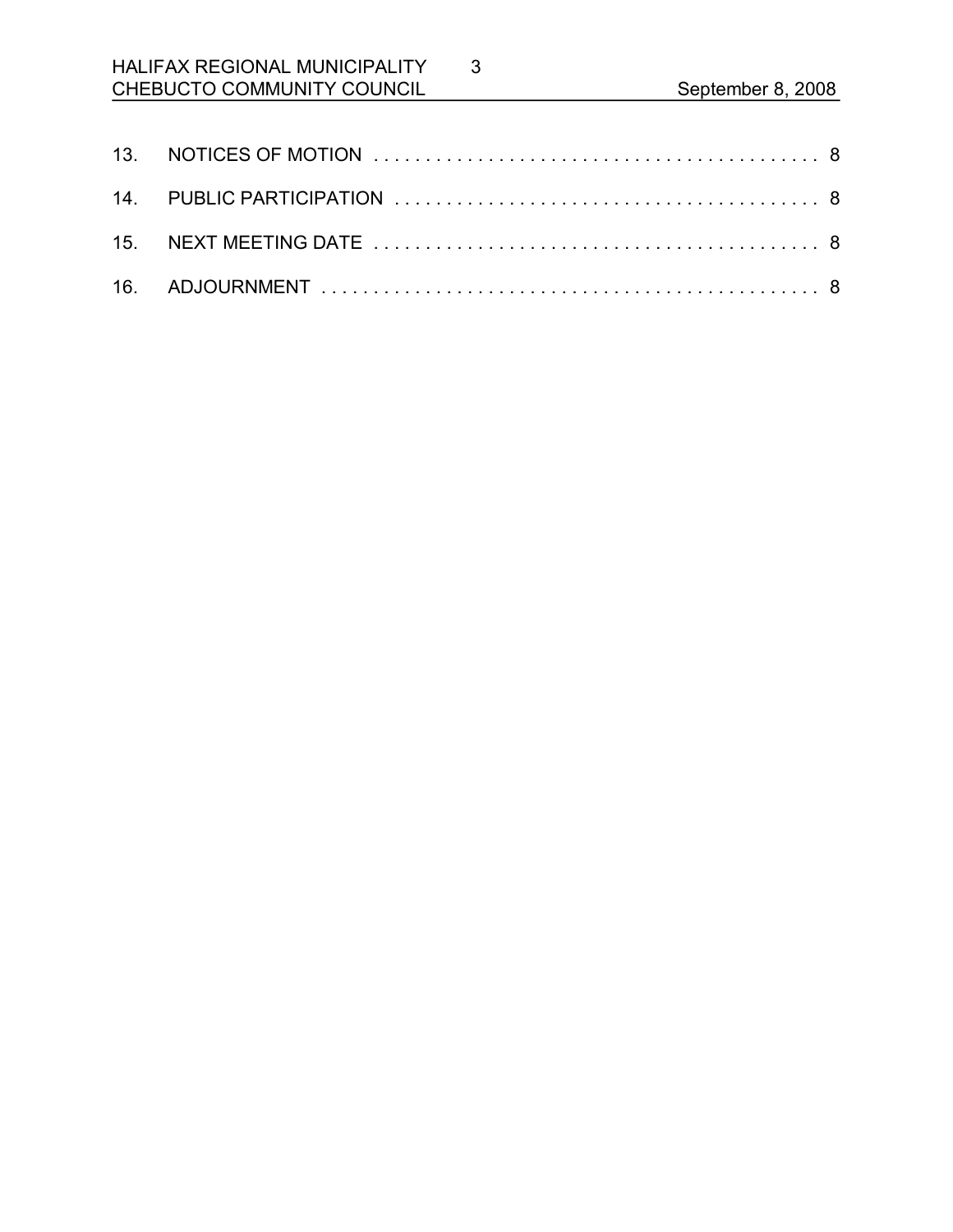13. NOTICES OF MOTION . . . . . . . . . . . . . . . . . . . . . . . . . . . . . . . . . . . . . . . . . . . . 8

14. PUBLIC PARTICIPATION . . . . . . . . . . . . . . . . . . . . . . . . . . . . . . . . . . . . . . . . . 8

15. NEXT MEETING DATE . . . . . . . . . . . . . . . . . . . . . . . . . . . . . . . . . . . . . . . . . . . 8

16. ADJOURNMENT . . . . . . . . . . . . . . . . . . . . . . . . . . . . . . . . . . . . . . . . . . . . . . . . 8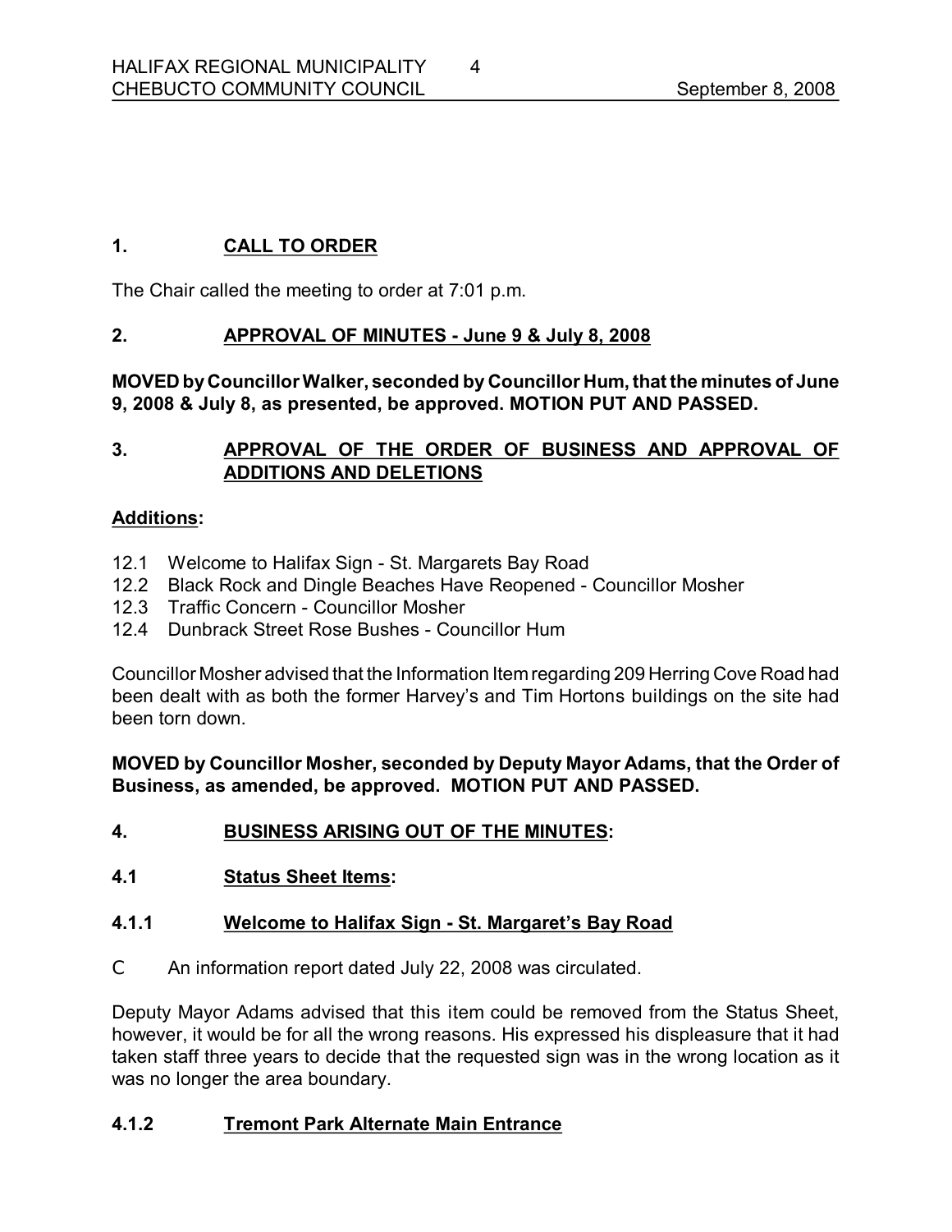## 1. CALL TO ORDER

The Chair called the meeting to order at 7:01 p.m.

## 2. APPROVAL OF MINUTES - June 9 & July 8, 2008

**MOVED by Councillor Walker, seconded by Councillor Hum, that the minutes of June 9, 2008 & July 8, as presented, be approved. MOTION PUT AND PASSED.**

## 3. APPROVAL OF THE ORDER OF BUSINESS AND APPROVAL OF ADDITIONS AND DELETIONS

**Additions:**

12.1 Welcome to Halifax Sign - St. Margarets Bay Road
12.2 Black Rock and Dingle Beaches Have Reopened - Councillor Mosher
12.3 Traffic Concern - Councillor Mosher
12.4 Dunbrack Street Rose Bushes - Councillor Hum

Councillor Mosher advised that the Information Item regarding 209 Herring Cove Road had been dealt with as both the former Harvey's and Tim Hortons buildings on the site had been torn down.

**MOVED by Councillor Mosher, seconded by Deputy Mayor Adams, that the Order of Business, as amended, be approved. MOTION PUT AND PASSED.**

## 4. BUSINESS ARISING OUT OF THE MINUTES:

### 4.1 Status Sheet Items:

### 4.1.1 Welcome to Halifax Sign - St. Margaret's Bay Road

- An information report dated July 22, 2008 was circulated.

Deputy Mayor Adams advised that this item could be removed from the Status Sheet, however, it would be for all the wrong reasons. His expressed his displeasure that it had taken staff three years to decide that the requested sign was in the wrong location as it was no longer the area boundary.

### 4.1.2 Tremont Park Alternate Main Entrance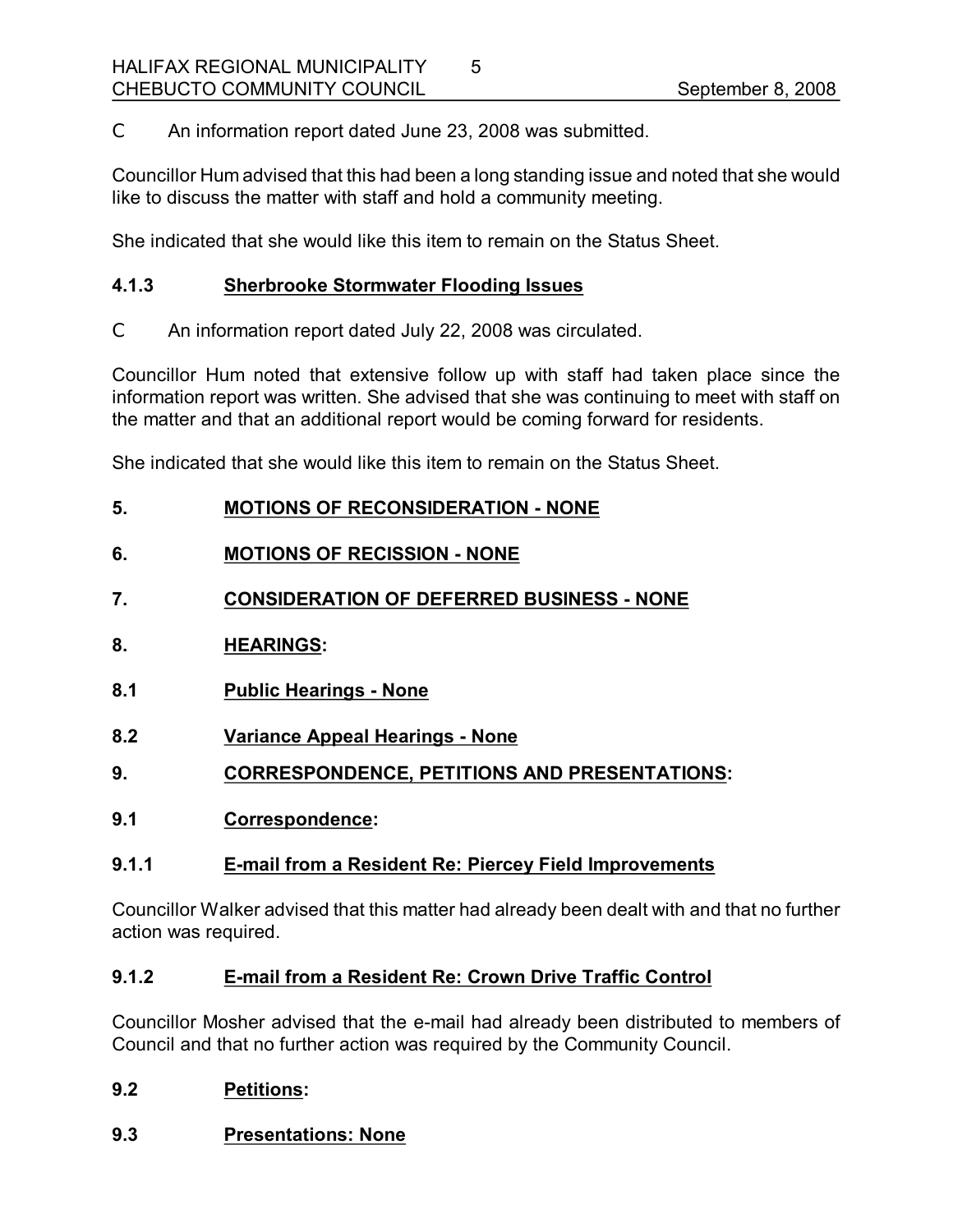C An information report dated June 23, 2008 was submitted.

Councillor Hum advised that this had been a long standing issue and noted that she would like to discuss the matter with staff and hold a community meeting.

She indicated that she would like this item to remain on the Status Sheet.

**4.1.3 Sherbrooke Stormwater Flooding Issues**

C An information report dated July 22, 2008 was circulated.

Councillor Hum noted that extensive follow up with staff had taken place since the information report was written. She advised that she was continuing to meet with staff on the matter and that an additional report would be coming forward for residents.

She indicated that she would like this item to remain on the Status Sheet.

## 5. MOTIONS OF RECONSIDERATION - NONE

## 6. MOTIONS OF RECISSION - NONE

## 7. CONSIDERATION OF DEFERRED BUSINESS - NONE

## 8. HEARINGS:

### 8.1 Public Hearings - None

### 8.2 Variance Appeal Hearings - None

## 9. CORRESPONDENCE, PETITIONS AND PRESENTATIONS:

### 9.1 Correspondence:

**9.1.1 E-mail from a Resident Re: Piercey Field Improvements**

Councillor Walker advised that this matter had already been dealt with and that no further action was required.

**9.1.2 E-mail from a Resident Re: Crown Drive Traffic Control**

Councillor Mosher advised that the e-mail had already been distributed to members of Council and that no further action was required by the Community Council.

### 9.2 Petitions:

### 9.3 Presentations: None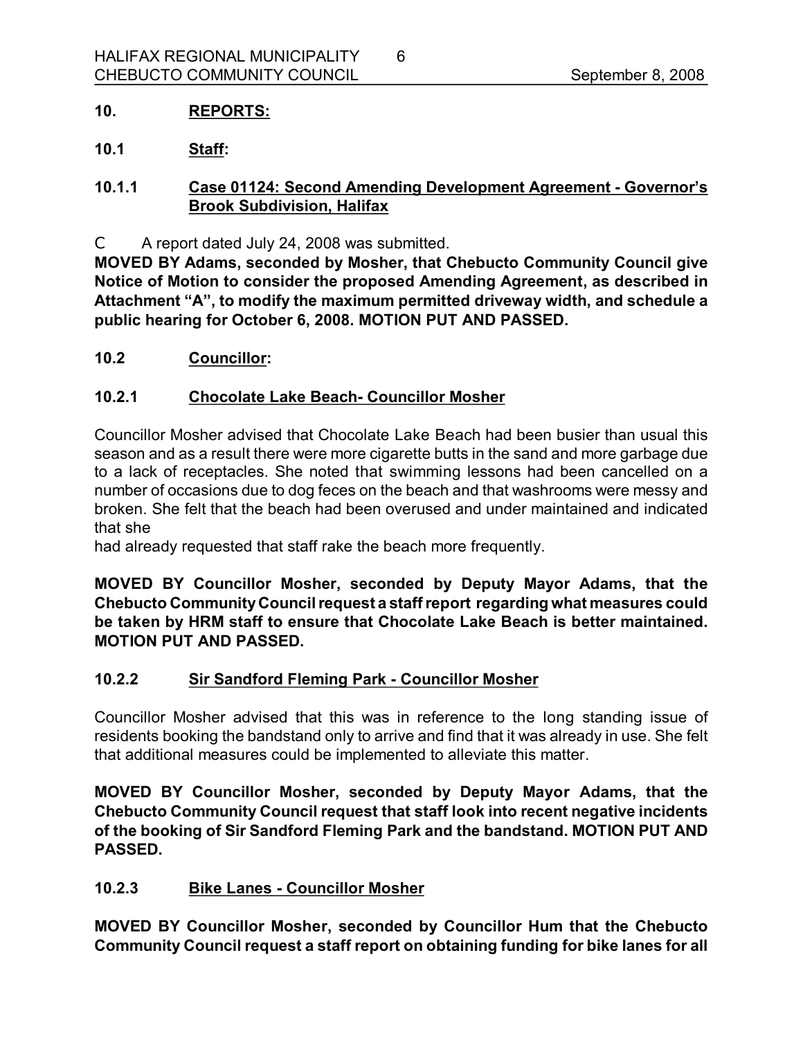## 10. REPORTS:

### 10.1 Staff:

#### 10.1.1 Case 01124: Second Amending Development Agreement - Governor's Brook Subdivision, Halifax

C A report dated July 24, 2008 was submitted.

**MOVED BY Adams, seconded by Mosher, that Chebucto Community Council give Notice of Motion to consider the proposed Amending Agreement, as described in Attachment "A", to modify the maximum permitted driveway width, and schedule a public hearing for October 6, 2008. MOTION PUT AND PASSED.**

### 10.2 Councillor:

#### 10.2.1 Chocolate Lake Beach- Councillor Mosher

Councillor Mosher advised that Chocolate Lake Beach had been busier than usual this season and as a result there were more cigarette butts in the sand and more garbage due to a lack of receptacles. She noted that swimming lessons had been cancelled on a number of occasions due to dog feces on the beach and that washrooms were messy and broken. She felt that the beach had been overused and under maintained and indicated that she had already requested that staff rake the beach more frequently.

**MOVED BY Councillor Mosher, seconded by Deputy Mayor Adams, that the Chebucto Community Council request a staff report regarding what measures could be taken by HRM staff to ensure that Chocolate Lake Beach is better maintained. MOTION PUT AND PASSED.**

#### 10.2.2 Sir Sandford Fleming Park - Councillor Mosher

Councillor Mosher advised that this was in reference to the long standing issue of residents booking the bandstand only to arrive and find that it was already in use. She felt that additional measures could be implemented to alleviate this matter.

**MOVED BY Councillor Mosher, seconded by Deputy Mayor Adams, that the Chebucto Community Council request that staff look into recent negative incidents of the booking of Sir Sandford Fleming Park and the bandstand. MOTION PUT AND PASSED.**

#### 10.2.3 Bike Lanes - Councillor Mosher

**MOVED BY Councillor Mosher, seconded by Councillor Hum that the Chebucto Community Council request a staff report on obtaining funding for bike lanes for all**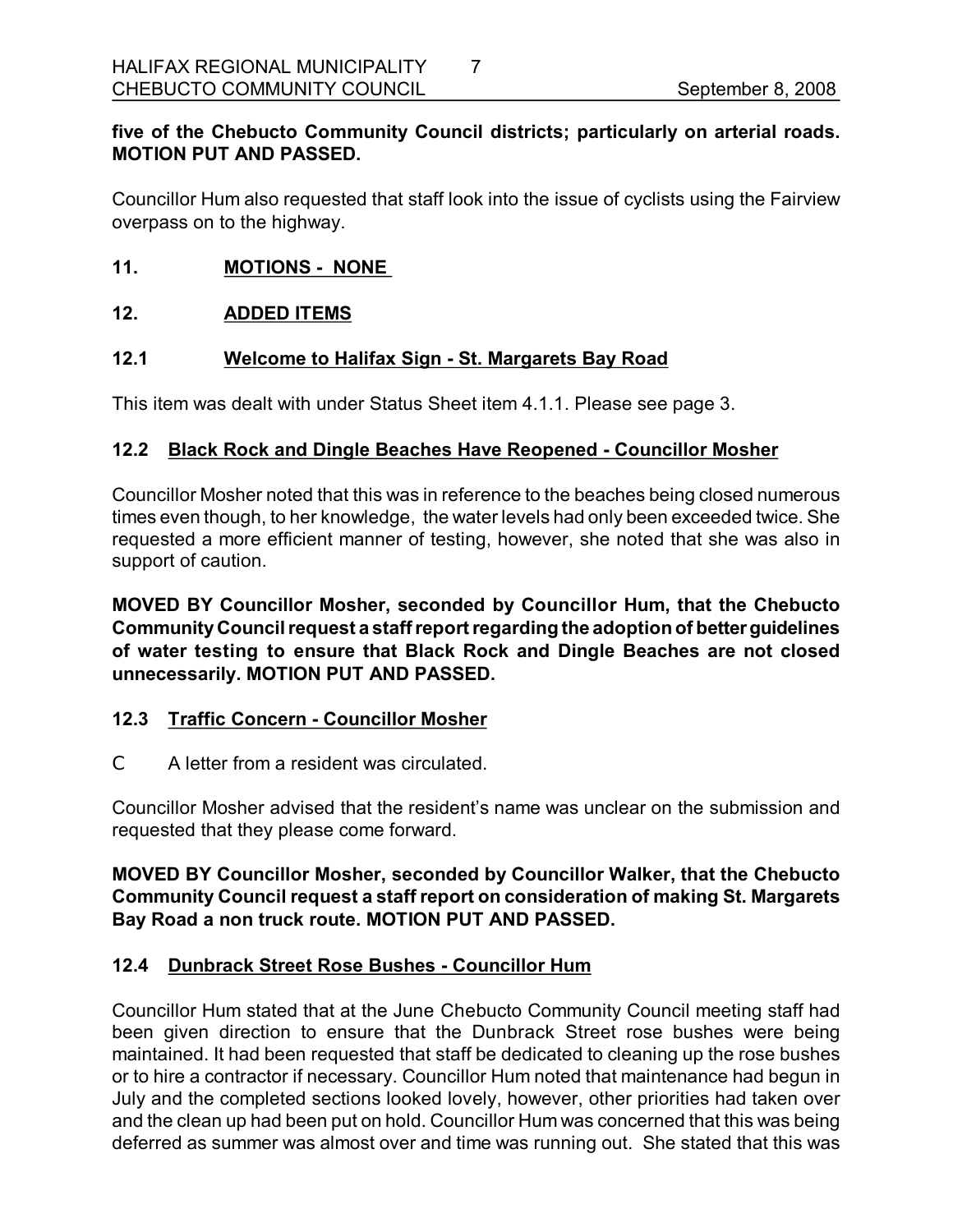**five of the Chebucto Community Council districts; particularly on arterial roads. MOTION PUT AND PASSED.**

Councillor Hum also requested that staff look into the issue of cyclists using the Fairview overpass on to the highway.

## 11. MOTIONS - NONE

## 12. ADDED ITEMS

### 12.1 Welcome to Halifax Sign - St. Margarets Bay Road

This item was dealt with under Status Sheet item 4.1.1. Please see page 3.

### 12.2 Black Rock and Dingle Beaches Have Reopened - Councillor Mosher

Councillor Mosher noted that this was in reference to the beaches being closed numerous times even though, to her knowledge, the water levels had only been exceeded twice. She requested a more efficient manner of testing, however, she noted that she was also in support of caution.

**MOVED BY Councillor Mosher, seconded by Councillor Hum, that the Chebucto Community Council request a staff report regarding the adoption of better guidelines of water testing to ensure that Black Rock and Dingle Beaches are not closed unnecessarily. MOTION PUT AND PASSED.**

### 12.3 Traffic Concern - Councillor Mosher

- A letter from a resident was circulated.

Councillor Mosher advised that the resident's name was unclear on the submission and requested that they please come forward.

**MOVED BY Councillor Mosher, seconded by Councillor Walker, that the Chebucto Community Council request a staff report on consideration of making St. Margarets Bay Road a non truck route. MOTION PUT AND PASSED.**

### 12.4 Dunbrack Street Rose Bushes - Councillor Hum

Councillor Hum stated that at the June Chebucto Community Council meeting staff had been given direction to ensure that the Dunbrack Street rose bushes were being maintained. It had been requested that staff be dedicated to cleaning up the rose bushes or to hire a contractor if necessary. Councillor Hum noted that maintenance had begun in July and the completed sections looked lovely, however, other priorities had taken over and the clean up had been put on hold. Councillor Hum was concerned that this was being deferred as summer was almost over and time was running out. She stated that this was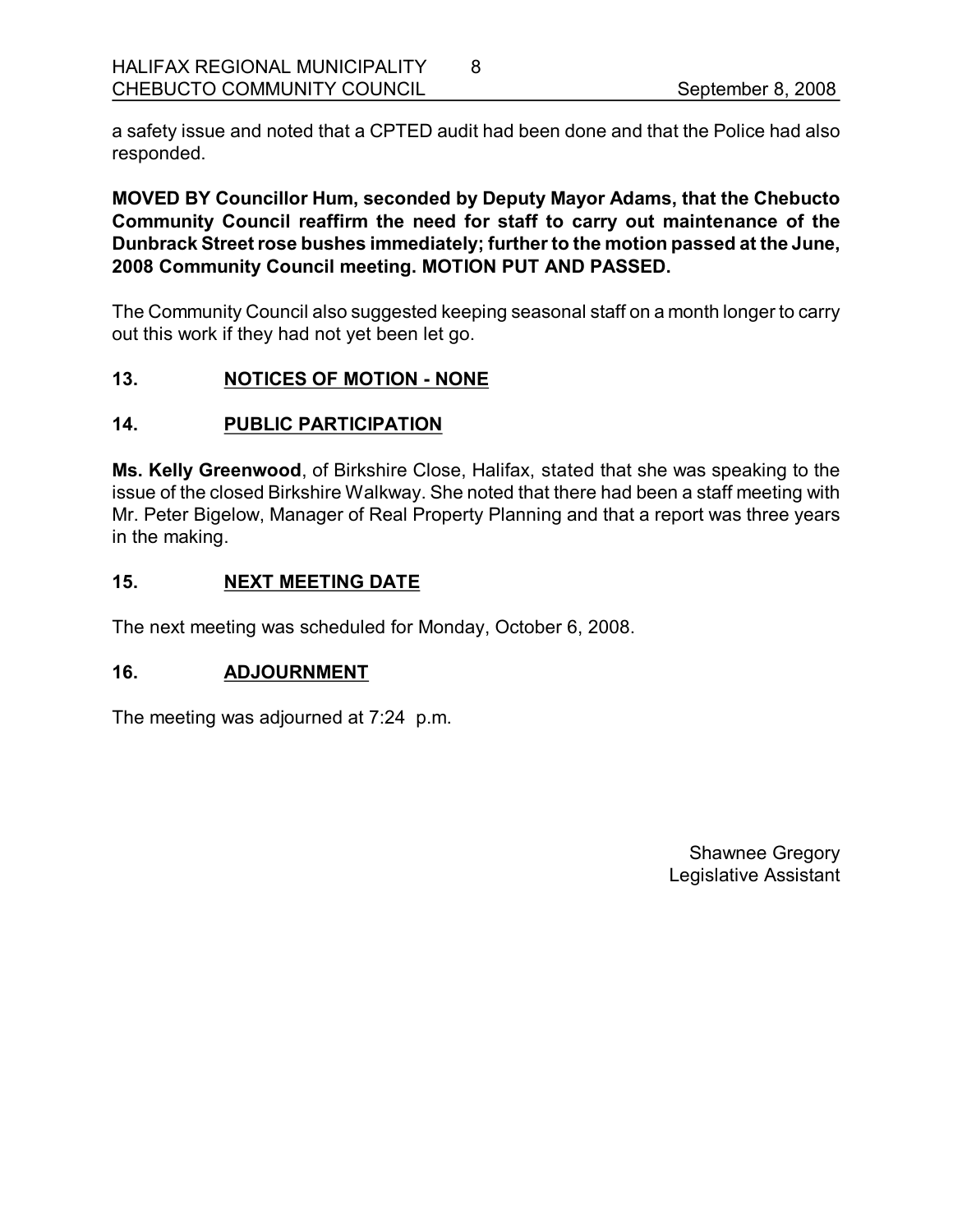a safety issue and noted that a CPTED audit had been done and that the Police had also responded.

**MOVED BY Councillor Hum, seconded by Deputy Mayor Adams, that the Chebucto Community Council reaffirm the need for staff to carry out maintenance of the Dunbrack Street rose bushes immediately; further to the motion passed at the June, 2008 Community Council meeting. MOTION PUT AND PASSED.**

The Community Council also suggested keeping seasonal staff on a month longer to carry out this work if they had not yet been let go.

## 13. NOTICES OF MOTION - NONE

## 14. PUBLIC PARTICIPATION

**Ms. Kelly Greenwood**, of Birkshire Close, Halifax, stated that she was speaking to the issue of the closed Birkshire Walkway. She noted that there had been a staff meeting with Mr. Peter Bigelow, Manager of Real Property Planning and that a report was three years in the making.

## 15. NEXT MEETING DATE

The next meeting was scheduled for Monday, October 6, 2008.

## 16. ADJOURNMENT

The meeting was adjourned at 7:24 p.m.

Shawnee Gregory
Legislative Assistant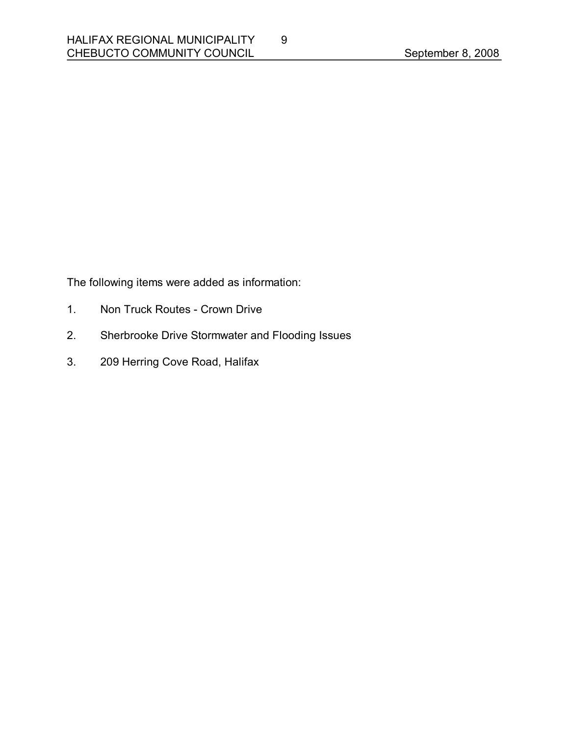The following items were added as information:

1. Non Truck Routes - Crown Drive
2. Sherbrooke Drive Stormwater and Flooding Issues
3. 209 Herring Cove Road, Halifax